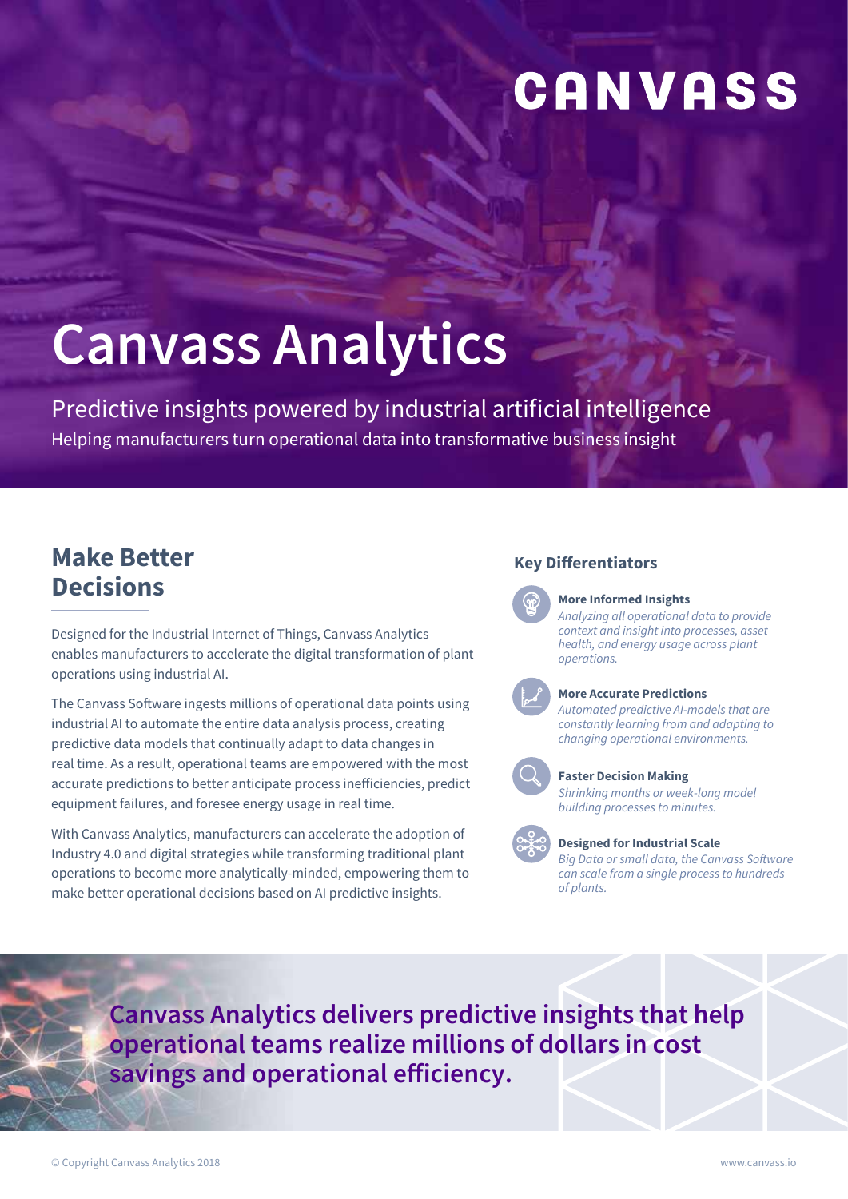CANVASS

# Canvass Analytics

Predictive insights powered by industrial artificial intelligence

Helping manufacturers turn operational data into transformative business insight

## Make Better Decisions

Designed for the Industrial Internet of Things, Canvass Analytics enables manufacturers to accelerate the digital transformation of plant operations using industrial AI.

The Canvass Software ingests millions of operational data points using industrial AI to automate the entire data analysis process, creating predictive data models that continually adapt to data changes in real time. As a result, operational teams are empowered with the most accurate predictions to better anticipate process inefficiencies, predict equipment failures, and foresee energy usage in real time.

With Canvass Analytics, manufacturers can accelerate the adoption of Industry 4.0 and digital strategies while transforming traditional plant operations to become more analytically-minded, empowering them to make better operational decisions based on AI predictive insights.

### Key Differentiators

**More Informed Insights**
*Analyzing all operational data to provide context and insight into processes, asset health, and energy usage across plant operations.*

**More Accurate Predictions**
*Automated predictive AI-models that are constantly learning from and adapting to changing operational environments.*

**Faster Decision Making**
*Shrinking months or week-long model building processes to minutes.*

**Designed for Industrial Scale**
*Big Data or small data, the Canvass Software can scale from a single process to hundreds of plants.*

**Canvass Analytics delivers predictive insights that help operational teams realize millions of dollars in cost savings and operational efficiency.**

© Copyright Canvass Analytics 2018

www.canvass.io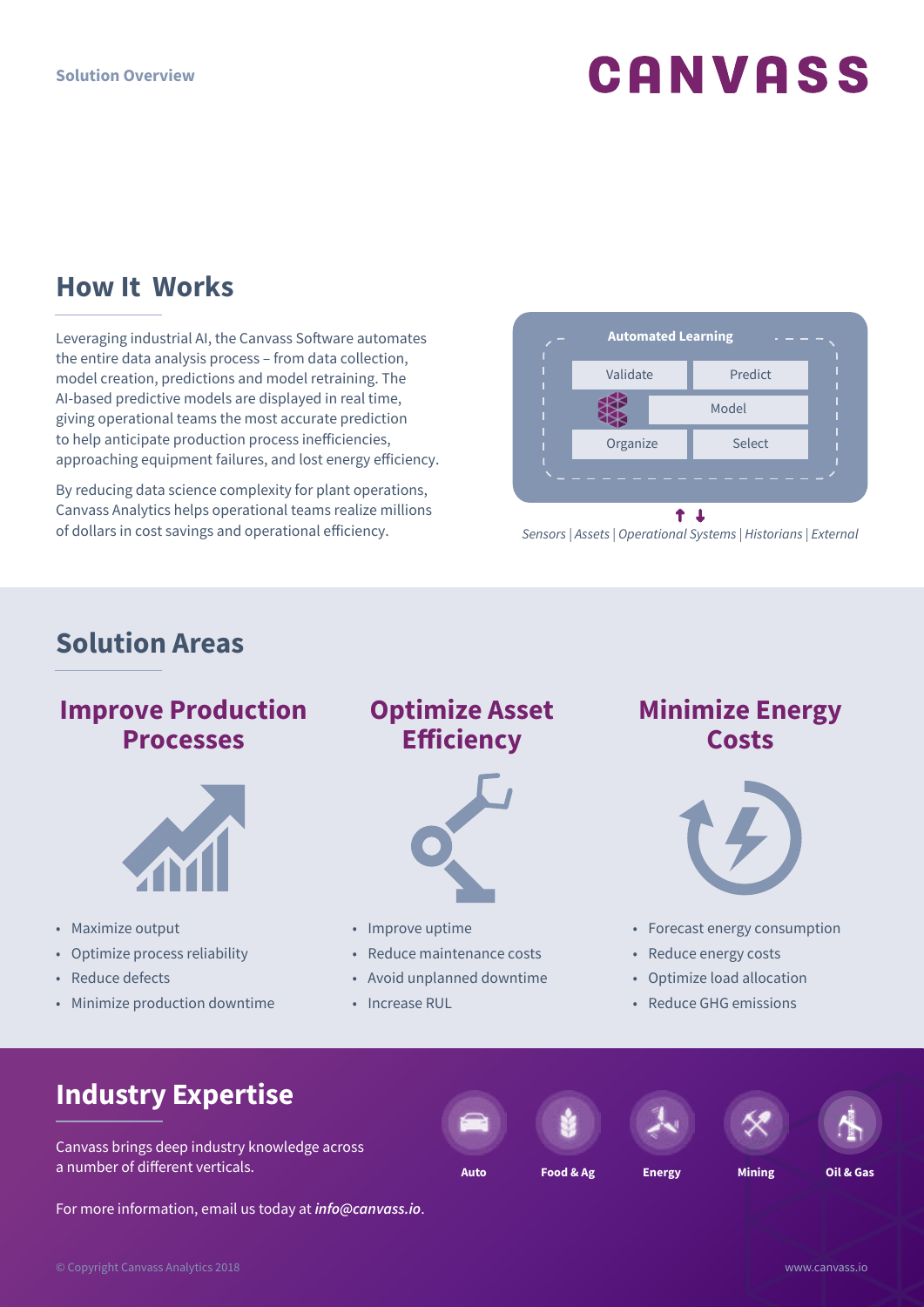Solution Overview

# CANVASS

## How It Works

Leveraging industrial AI, the Canvass Software automates the entire data analysis process – from data collection, model creation, predictions and model retraining. The AI-based predictive models are displayed in real time, giving operational teams the most accurate prediction to help anticipate production process inefficiencies, approaching equipment failures, and lost energy efficiency.

By reducing data science complexity for plant operations, Canvass Analytics helps operational teams realize millions of dollars in cost savings and operational efficiency.

Automated Learning

Validate
Predict
Model
Organize
Select

*Sensors | Assets | Operational Systems | Historians | External*

## Solution Areas

### Improve Production Processes

- Maximize output
- Optimize process reliability
- Reduce defects
- Minimize production downtime

### Optimize Asset Efficiency

- Improve uptime
- Reduce maintenance costs
- Avoid unplanned downtime
- Increase RUL

### Minimize Energy Costs

- Forecast energy consumption
- Reduce energy costs
- Optimize load allocation
- Reduce GHG emissions

## Industry Expertise

Canvass brings deep industry knowledge across a number of different verticals.

Auto
Food & Ag
Energy
Mining
Oil & Gas

For more information, email us today at ***info@canvass.io***.

© Copyright Canvass Analytics 2018

www.canvass.io